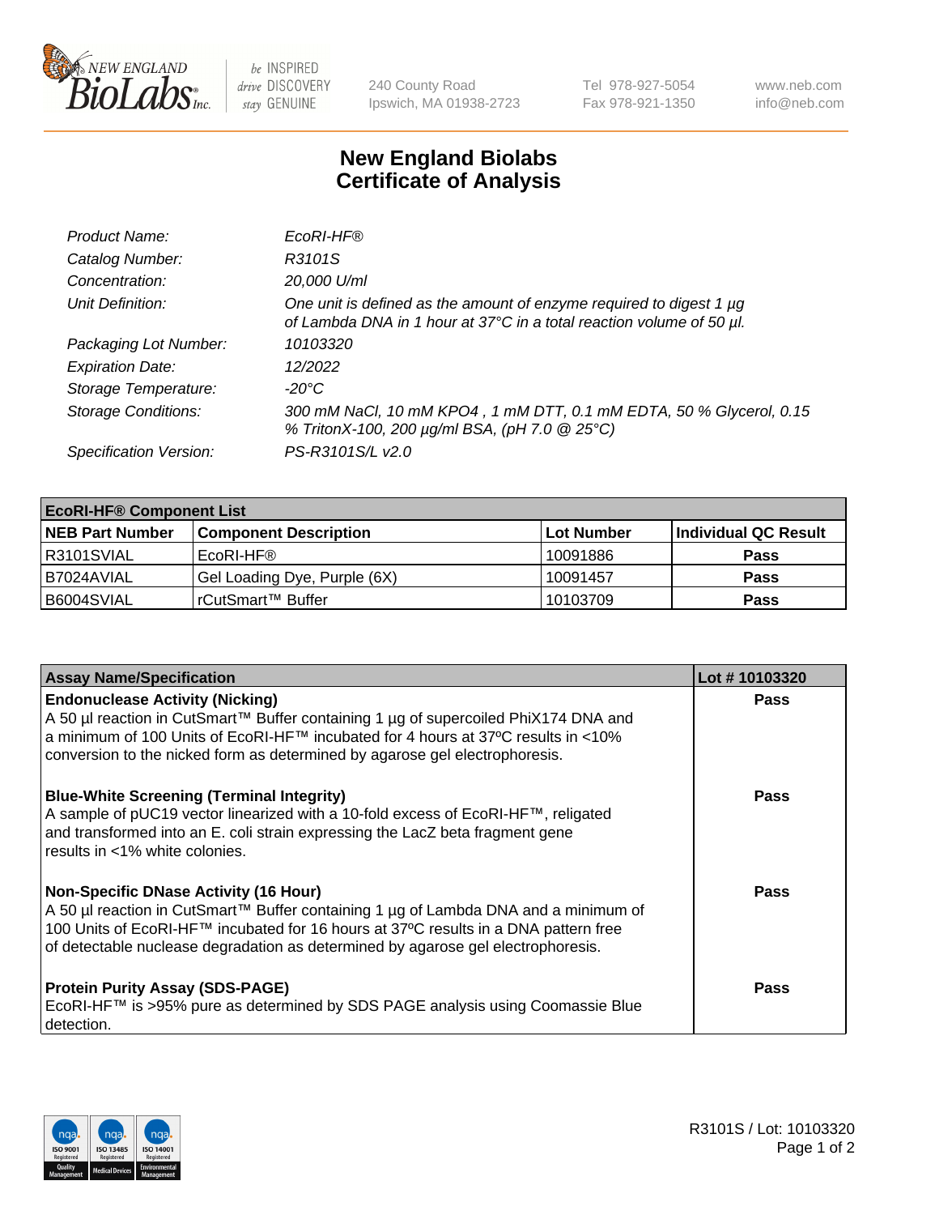240 County Road
Ipswich, MA 01938-2723

Tel 978-927-5054
Fax 978-921-1350

www.neb.com
info@neb.com

# New England Biolabs
# Certificate of Analysis

| | |
|---|---|
| *Product Name:* | *EcoRI-HF®* |
| *Catalog Number:* | *R3101S* |
| *Concentration:* | *20,000 U/ml* |
| *Unit Definition:* | *One unit is defined as the amount of enzyme required to digest 1 µg of Lambda DNA in 1 hour at 37°C in a total reaction volume of 50 µl.* |
| *Packaging Lot Number:* | *10103320* |
| *Expiration Date:* | *12/2022* |
| *Storage Temperature:* | *-20°C* |
| *Storage Conditions:* | *300 mM NaCl, 10 mM KPO4 , 1 mM DTT, 0.1 mM EDTA, 50 % Glycerol, 0.15 % TritonX-100, 200 µg/ml BSA, (pH 7.0 @ 25°C)* |
| *Specification Version:* | *PS-R3101S/L v2.0* |

| EcoRI-HF® Component List | | | |
|---|---|---|---|
| **NEB Part Number** | **Component Description** | **Lot Number** | **Individual QC Result** |
| R3101SVIAL | EcoRI-HF® | 10091886 | **Pass** |
| B7024AVIAL | Gel Loading Dye, Purple (6X) | 10091457 | **Pass** |
| B6004SVIAL | rCutSmart™ Buffer | 10103709 | **Pass** |

| Assay Name/Specification | Lot # 10103320 |
|---|---|
| **Endonuclease Activity (Nicking)**<br>A 50 µl reaction in CutSmart™ Buffer containing 1 µg of supercoiled PhiX174 DNA and a minimum of 100 Units of EcoRI-HF™ incubated for 4 hours at 37ºC results in <10% conversion to the nicked form as determined by agarose gel electrophoresis. | **Pass** |
| **Blue-White Screening (Terminal Integrity)**<br>A sample of pUC19 vector linearized with a 10-fold excess of EcoRI-HF™, religated and transformed into an E. coli strain expressing the LacZ beta fragment gene results in <1% white colonies. | **Pass** |
| **Non-Specific DNase Activity (16 Hour)**<br>A 50 µl reaction in CutSmart™ Buffer containing 1 µg of Lambda DNA and a minimum of 100 Units of EcoRI-HF™ incubated for 16 hours at 37ºC results in a DNA pattern free of detectable nuclease degradation as determined by agarose gel electrophoresis. | **Pass** |
| **Protein Purity Assay (SDS-PAGE)**<br>EcoRI-HF™ is >95% pure as determined by SDS PAGE analysis using Coomassie Blue detection. | **Pass** |

R3101S / Lot: 10103320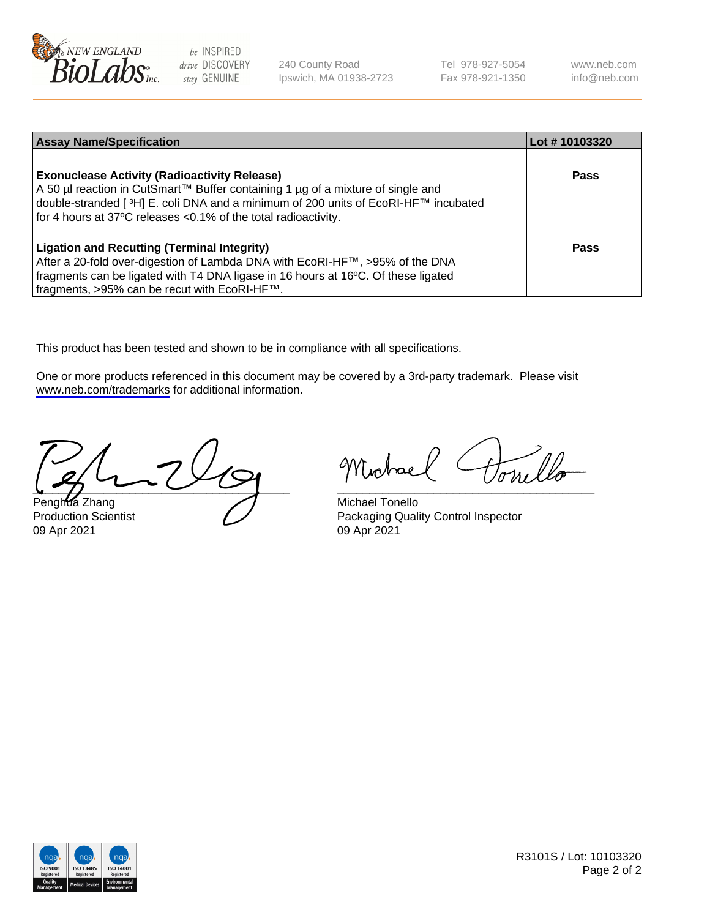| Assay Name/Specification | Lot # 10103320 |
|---|---|
| **Exonuclease Activity (Radioactivity Release)**<br>A 50 µl reaction in CutSmart™ Buffer containing 1 µg of a mixture of single and double-stranded [ $^{3}$H] E. coli DNA and a minimum of 200 units of EcoRI-HF™ incubated for 4 hours at 37ºC releases <0.1% of the total radioactivity. | **Pass** |
| **Ligation and Recutting (Terminal Integrity)**<br>After a 20-fold over-digestion of Lambda DNA with EcoRI-HF™, >95% of the DNA fragments can be ligated with T4 DNA ligase in 16 hours at 16ºC. Of these ligated fragments, >95% can be recut with EcoRI-HF™. | **Pass** |

This product has been tested and shown to be in compliance with all specifications.

One or more products referenced in this document may be covered by a 3rd-party trademark. Please visit www.neb.com/trademarks for additional information.

Penghua Zhang
Production Scientist
09 Apr 2021

Michael Tonello
Packaging Quality Control Inspector
09 Apr 2021

R3101S / Lot: 10103320